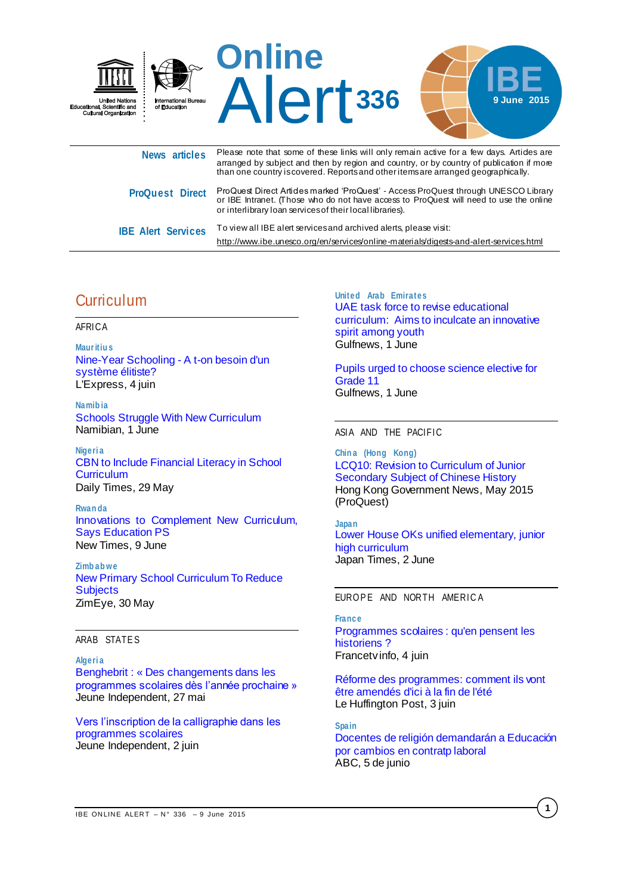United Nations Educational, Scientific and Cultural Organization | International Bureau of Education

# Online Alert 336

IBE 9 June 2015

**News articles** — Please note that some of these links will only remain active for a few days. Articles are arranged by subject and then by region and country, or by country of publication if more than one country is covered. Reports and other items are arranged geographically.

**ProQuest Direct** — ProQuest Direct Articles marked 'ProQuest' - Access ProQuest through UNESCO Library or IBE Intranet. (Those who do not have access to ProQuest will need to use the online or interlibrary loan services of their local libraries).

**IBE Alert Services** — To view all IBE alert services and archived alerts, please visit: http://www.ibe.unesco.org/en/services/online-materials/digests-and-alert-services.html

## Curriculum

### AFRICA

**Mauritius**
Nine-Year Schooling - A t-on besoin d'un système élitiste?
L'Express, 4 juin

**Namibia**
Schools Struggle With New Curriculum
Namibian, 1 June

**Nigeria**
CBN to Include Financial Literacy in School Curriculum
Daily Times, 29 May

**Rwanda**
Innovations to Complement New Curriculum, Says Education PS
New Times, 9 June

**Zimbabwe**
New Primary School Curriculum To Reduce Subjects
ZimEye, 30 May

### ARAB STATES

**Algeria**
Benghebrit : « Des changements dans les programmes scolaires dès l'année prochaine »
Jeune Independent, 27 mai

Vers l'inscription de la calligraphie dans les programmes scolaires
Jeune Independent, 2 juin

**United Arab Emirates**
UAE task force to revise educational curriculum: Aims to inculcate an innovative spirit among youth
Gulfnews, 1 June

Pupils urged to choose science elective for Grade 11
Gulfnews, 1 June

### ASIA AND THE PACIFIC

**China (Hong Kong)**
LCQ10: Revision to Curriculum of Junior Secondary Subject of Chinese History
Hong Kong Government News, May 2015 (ProQuest)

**Japan**
Lower House OKs unified elementary, junior high curriculum
Japan Times, 2 June

### EUROPE AND NORTH AMERICA

**France**
Programmes scolaires : qu'en pensent les historiens ?
Francetvinfo, 4 juin

Réforme des programmes: comment ils vont être amendés d'ici à la fin de l'été
Le Huffington Post, 3 juin

**Spain**
Docentes de religión demandarán a Educación por cambios en contratp laboral
ABC, 5 de junio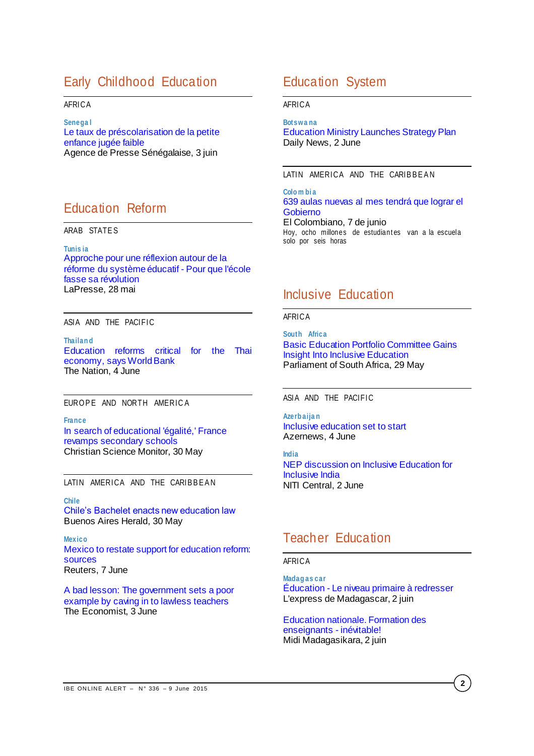## Early Childhood Education

AFRICA

**Senegal**
Le taux de préscolarisation de la petite enfance jugée faible
Agence de Presse Sénégalaise, 3 juin

## Education Reform

ARAB STATES

**Tunisia**
Approche pour une réflexion autour de la réforme du système éducatif - Pour que l'école fasse sa révolution
LaPresse, 28 mai

ASIA AND THE PACIFIC

**Thailand**
Education reforms critical for the Thai economy, says World Bank
The Nation, 4 June

EUROPE AND NORTH AMERICA

**France**
In search of educational 'égalité,' France revamps secondary schools
Christian Science Monitor, 30 May

LATIN AMERICA AND THE CARIBBEAN

**Chile**
Chile's Bachelet enacts new education law
Buenos Aires Herald, 30 May

**Mexico**
Mexico to restate support for education reform: sources
Reuters, 7 June

A bad lesson: The government sets a poor example by caving in to lawless teachers
The Economist, 3 June

## Education System

AFRICA

**Botswana**
Education Ministry Launches Strategy Plan
Daily News, 2 June

LATIN AMERICA AND THE CARIBBEAN

**Colombia**
639 aulas nuevas al mes tendrá que lograr el Gobierno
El Colombiano, 7 de junio
Hoy, ocho millones de estudiantes van a la escuela solo por seis horas

## Inclusive Education

AFRICA

**South Africa**
Basic Education Portfolio Committee Gains Insight Into Inclusive Education
Parliament of South Africa, 29 May

ASIA AND THE PACIFIC

**Azerbaijan**
Inclusive education set to start
Azernews, 4 June

**India**
NEP discussion on Inclusive Education for Inclusive India
NITI Central, 2 June

## Teacher Education

AFRICA

**Madagascar**
Éducation - Le niveau primaire à redresser
L'express de Madagascar, 2 juin

Education nationale. Formation des enseignants - inévitable!
Midi Madagasikara, 2 juin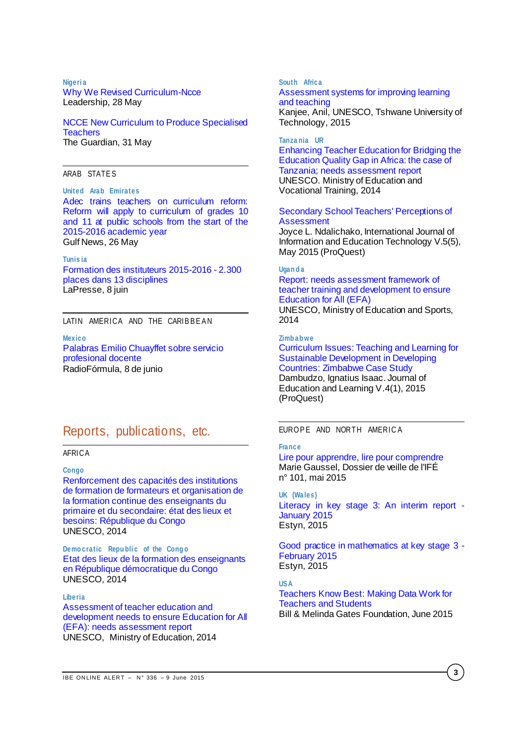**Nigeria**

Why We Revised Curriculum-Ncce
Leadership, 28 May

NCCE New Curriculum to Produce Specialised Teachers
The Guardian, 31 May

---

ARAB STATES

**United Arab Emirates**

Adec trains teachers on curriculum reform: Reform will apply to curriculum of grades 10 and 11 at public schools from the start of the 2015-2016 academic year
Gulf News, 26 May

**Tunisia**

Formation des instituteurs 2015-2016 - 2.300 places dans 13 disciplines
LaPresse, 8 juin

---

LATIN AMERICA AND THE CARIBBEAN

**Mexico**

Palabras Emilio Chuayffet sobre servicio profesional docente
RadioFórmula, 8 de junio

## Reports, publications, etc.

---

AFRICA

**Congo**

Renforcement des capacités des institutions de formation de formateurs et organisation de la formation continue des enseignants du primaire et du secondaire: état des lieux et besoins: République du Congo
UNESCO, 2014

**Democratic Republic of the Congo**

Etat des lieux de la formation des enseignants en République démocratique du Congo
UNESCO, 2014

**Liberia**

Assessment of teacher education and development needs to ensure Education for All (EFA): needs assessment report
UNESCO, Ministry of Education, 2014

**South Africa**

Assessment systems for improving learning and teaching
Kanjee, Anil, UNESCO, Tshwane University of Technology, 2015

**Tanzania UR**

Enhancing Teacher Education for Bridging the Education Quality Gap in Africa: the case of Tanzania; needs assessment report
UNESCO. Ministry of Education and Vocational Training, 2014

Secondary School Teachers' Perceptions of Assessment
Joyce L. Ndalichako, International Journal of Information and Education Technology V.5(5), May 2015 (ProQuest)

**Uganda**

Report: needs assessment framework of teacher training and development to ensure Education for All (EFA)
UNESCO, Ministry of Education and Sports, 2014

**Zimbabwe**

Curriculum Issues: Teaching and Learning for Sustainable Development in Developing Countries: Zimbabwe Case Study
Dambudzo, Ignatius Isaac. Journal of Education and Learning V.4(1), 2015 (ProQuest)

---

EUROPE AND NORTH AMERICA

**France**

Lire pour apprendre, lire pour comprendre
Marie Gaussel, Dossier de veille de l'IFÉ n° 101, mai 2015

**UK (Wales)**

Literacy in key stage 3: An interim report - January 2015
Estyn, 2015

Good practice in mathematics at key stage 3 - February 2015
Estyn, 2015

**USA**

Teachers Know Best: Making Data Work for Teachers and Students
Bill & Melinda Gates Foundation, June 2015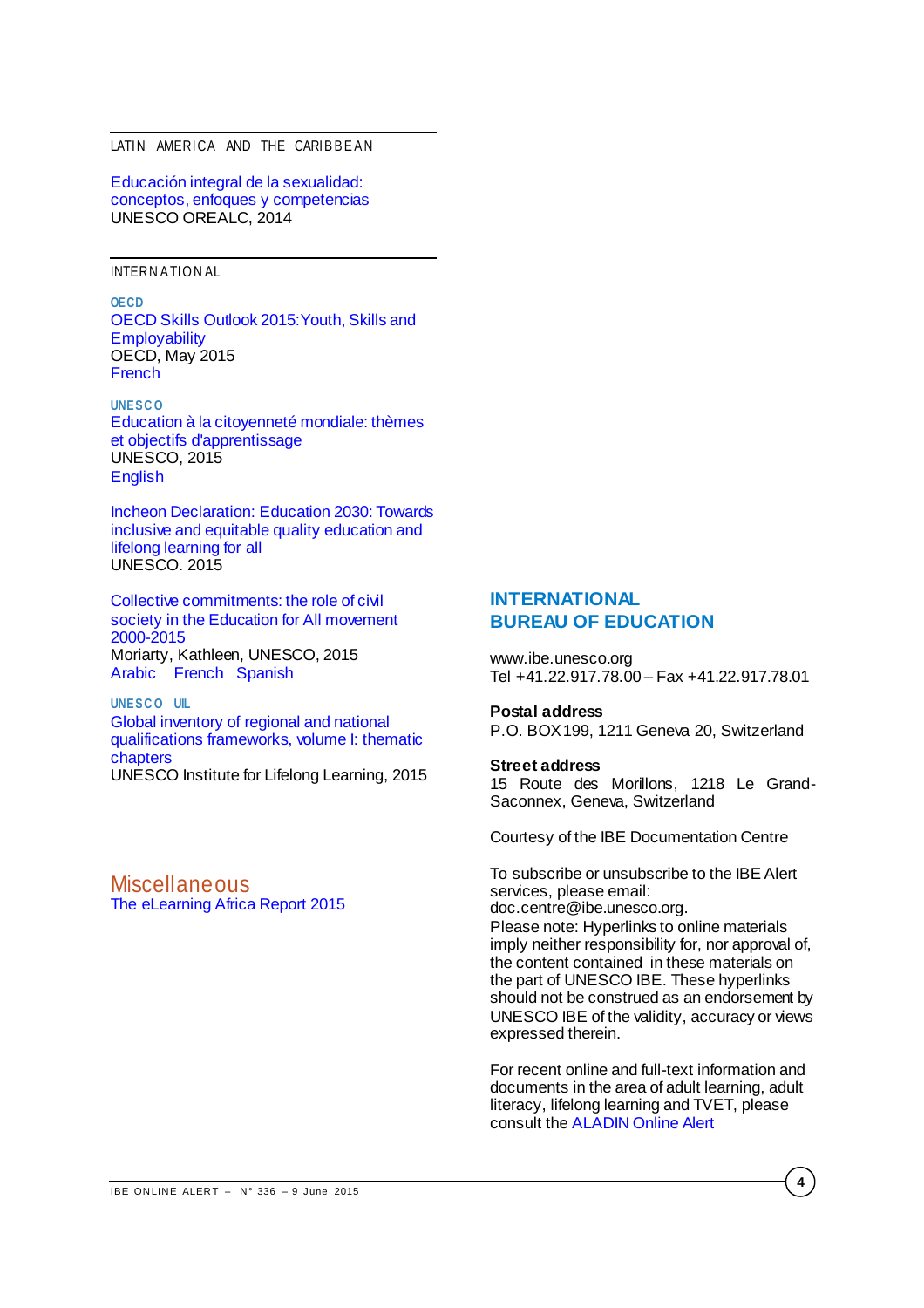## LATIN AMERICA AND THE CARIBBEAN

Educación integral de la sexualidad: conceptos, enfoques y competencias
UNESCO OREALC, 2014

## INTERNATIONAL

**OECD**

OECD Skills Outlook 2015: Youth, Skills and Employability
OECD, May 2015
French

**UNESCO**

Education à la citoyenneté mondiale: thèmes et objectifs d'apprentissage
UNESCO, 2015
English

Incheon Declaration: Education 2030: Towards inclusive and equitable quality education and lifelong learning for all
UNESCO. 2015

Collective commitments: the role of civil society in the Education for All movement 2000-2015
Moriarty, Kathleen, UNESCO, 2015
Arabic French Spanish

**UNESCO UIL**

Global inventory of regional and national qualifications frameworks, volume I: thematic chapters
UNESCO Institute for Lifelong Learning, 2015

## Miscellaneous

The eLearning Africa Report 2015

## INTERNATIONAL BUREAU OF EDUCATION

www.ibe.unesco.org
Tel +41.22.917.78.00 – Fax +41.22.917.78.01

**Postal address**
P.O. BOX 199, 1211 Geneva 20, Switzerland

**Street address**
15 Route des Morillons, 1218 Le Grand-Saconnex, Geneva, Switzerland

Courtesy of the IBE Documentation Centre

To subscribe or unsubscribe to the IBE Alert services, please email: doc.centre@ibe.unesco.org.
Please note: Hyperlinks to online materials imply neither responsibility for, nor approval of, the content contained in these materials on the part of UNESCO IBE. These hyperlinks should not be construed as an endorsement by UNESCO IBE of the validity, accuracy or views expressed therein.

For recent online and full-text information and documents in the area of adult learning, adult literacy, lifelong learning and TVET, please consult the ALADIN Online Alert